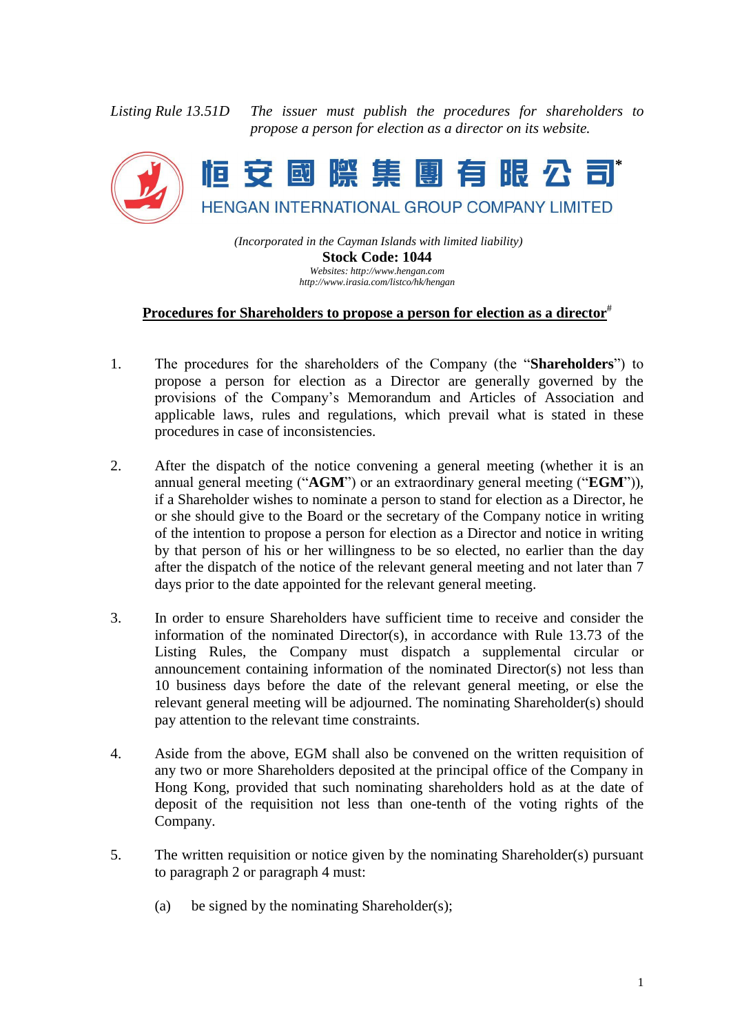*Listing Rule 13.51D* *The issuer must publish the procedures for shareholders to propose a person for election as a director on its website.*

# 恒安國際集團有限公司*

# HENGAN INTERNATIONAL GROUP COMPANY LIMITED

*(Incorporated in the Cayman Islands with limited liability)*

**Stock Code: 1044**

*Websites: http://www.hengan.com*
*http://www.irasia.com/listco/hk/hengan*

## Procedures for Shareholders to propose a person for election as a director#

1. The procedures for the shareholders of the Company (the "**Shareholders**") to propose a person for election as a Director are generally governed by the provisions of the Company's Memorandum and Articles of Association and applicable laws, rules and regulations, which prevail what is stated in these procedures in case of inconsistencies.

2. After the dispatch of the notice convening a general meeting (whether it is an annual general meeting ("**AGM**") or an extraordinary general meeting ("**EGM**")), if a Shareholder wishes to nominate a person to stand for election as a Director, he or she should give to the Board or the secretary of the Company notice in writing of the intention to propose a person for election as a Director and notice in writing by that person of his or her willingness to be so elected, no earlier than the day after the dispatch of the notice of the relevant general meeting and not later than 7 days prior to the date appointed for the relevant general meeting.

3. In order to ensure Shareholders have sufficient time to receive and consider the information of the nominated Director(s), in accordance with Rule 13.73 of the Listing Rules, the Company must dispatch a supplemental circular or announcement containing information of the nominated Director(s) not less than 10 business days before the date of the relevant general meeting, or else the relevant general meeting will be adjourned. The nominating Shareholder(s) should pay attention to the relevant time constraints.

4. Aside from the above, EGM shall also be convened on the written requisition of any two or more Shareholders deposited at the principal office of the Company in Hong Kong, provided that such nominating shareholders hold as at the date of deposit of the requisition not less than one-tenth of the voting rights of the Company.

5. The written requisition or notice given by the nominating Shareholder(s) pursuant to paragraph 2 or paragraph 4 must:

   (a) be signed by the nominating Shareholder(s);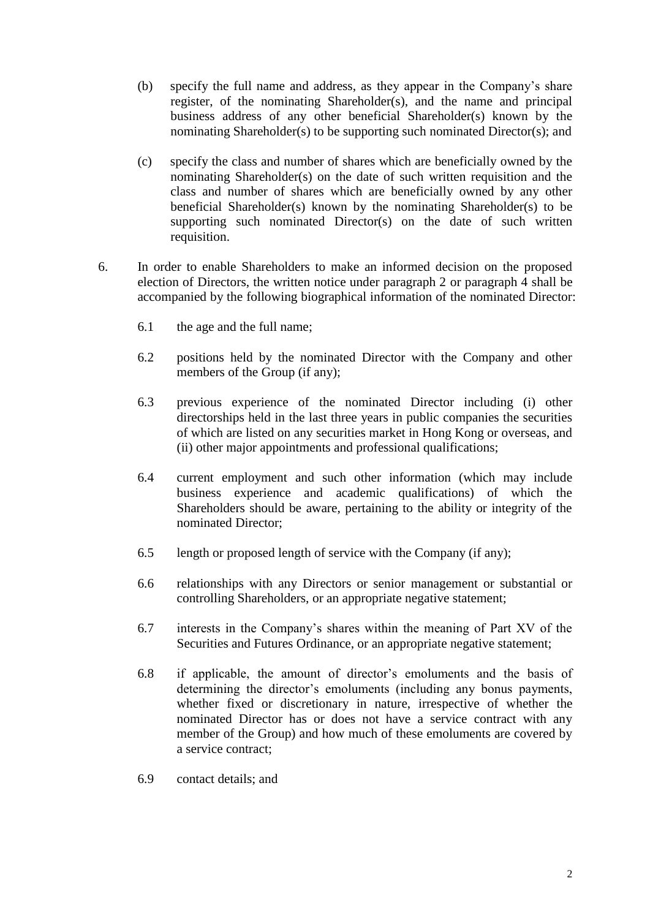(b) specify the full name and address, as they appear in the Company's share register, of the nominating Shareholder(s), and the name and principal business address of any other beneficial Shareholder(s) known by the nominating Shareholder(s) to be supporting such nominated Director(s); and

(c) specify the class and number of shares which are beneficially owned by the nominating Shareholder(s) on the date of such written requisition and the class and number of shares which are beneficially owned by any other beneficial Shareholder(s) known by the nominating Shareholder(s) to be supporting such nominated Director(s) on the date of such written requisition.

6. In order to enable Shareholders to make an informed decision on the proposed election of Directors, the written notice under paragraph 2 or paragraph 4 shall be accompanied by the following biographical information of the nominated Director:

6.1 the age and the full name;

6.2 positions held by the nominated Director with the Company and other members of the Group (if any);

6.3 previous experience of the nominated Director including (i) other directorships held in the last three years in public companies the securities of which are listed on any securities market in Hong Kong or overseas, and (ii) other major appointments and professional qualifications;

6.4 current employment and such other information (which may include business experience and academic qualifications) of which the Shareholders should be aware, pertaining to the ability or integrity of the nominated Director;

6.5 length or proposed length of service with the Company (if any);

6.6 relationships with any Directors or senior management or substantial or controlling Shareholders, or an appropriate negative statement;

6.7 interests in the Company's shares within the meaning of Part XV of the Securities and Futures Ordinance, or an appropriate negative statement;

6.8 if applicable, the amount of director's emoluments and the basis of determining the director's emoluments (including any bonus payments, whether fixed or discretionary in nature, irrespective of whether the nominated Director has or does not have a service contract with any member of the Group) and how much of these emoluments are covered by a service contract;

6.9 contact details; and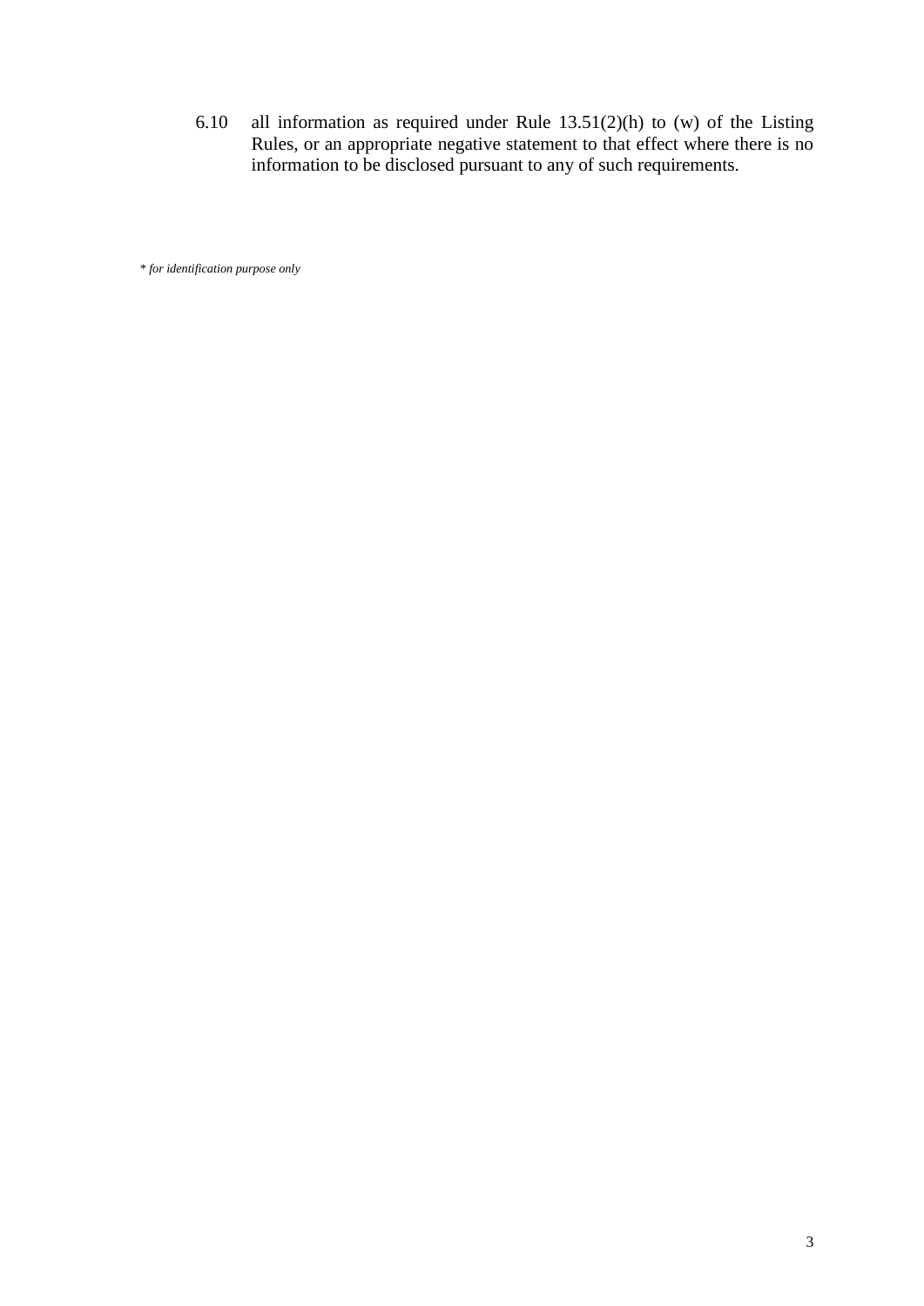6.10 all information as required under Rule 13.51(2)(h) to (w) of the Listing Rules, or an appropriate negative statement to that effect where there is no information to be disclosed pursuant to any of such requirements.

*\* for identification purpose only*